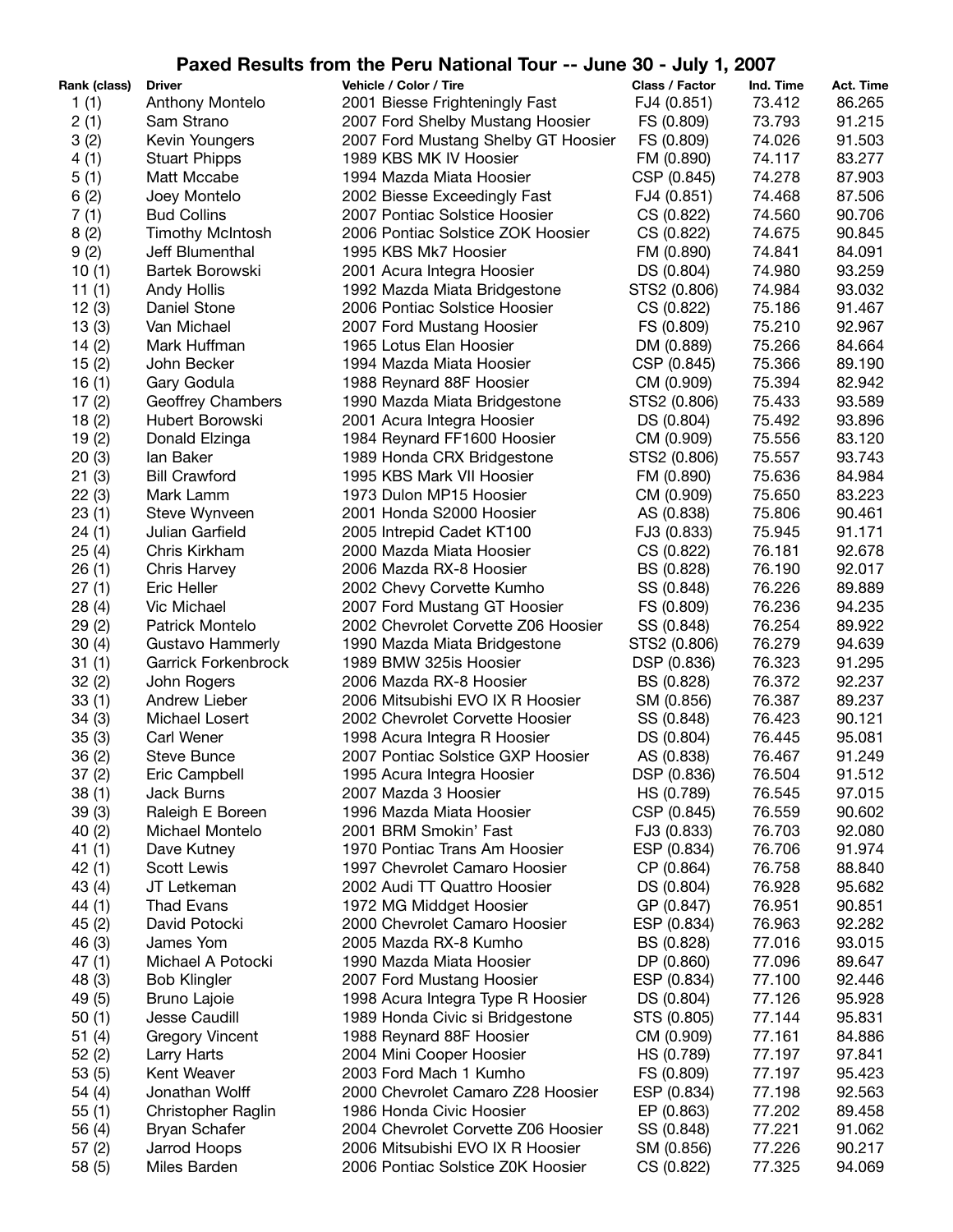# Paxed Results from the Peru National Tour -- June 30 - July 1, 2007

| Rank (class) | Driver | Vehicle / Color / Tire | Class / Factor | Ind. Time | Act. Time |
|---|---|---|---|---|---|
| 1 (1) | Anthony Montelo | 2001 Biesse Frighteningly Fast | FJ4 (0.851) | 73.412 | 86.265 |
| 2 (1) | Sam Strano | 2007 Ford Shelby Mustang Hoosier | FS (0.809) | 73.793 | 91.215 |
| 3 (2) | Kevin Youngers | 2007 Ford Mustang Shelby GT Hoosier | FS (0.809) | 74.026 | 91.503 |
| 4 (1) | Stuart Phipps | 1989 KBS MK IV Hoosier | FM (0.890) | 74.117 | 83.277 |
| 5 (1) | Matt Mccabe | 1994 Mazda Miata Hoosier | CSP (0.845) | 74.278 | 87.903 |
| 6 (2) | Joey Montelo | 2002 Biesse Exceedingly Fast | FJ4 (0.851) | 74.468 | 87.506 |
| 7 (1) | Bud Collins | 2007 Pontiac Solstice Hoosier | CS (0.822) | 74.560 | 90.706 |
| 8 (2) | Timothy McIntosh | 2006 Pontiac Solstice ZOK Hoosier | CS (0.822) | 74.675 | 90.845 |
| 9 (2) | Jeff Blumenthal | 1995 KBS Mk7 Hoosier | FM (0.890) | 74.841 | 84.091 |
| 10 (1) | Bartek Borowski | 2001 Acura Integra Hoosier | DS (0.804) | 74.980 | 93.259 |
| 11 (1) | Andy Hollis | 1992 Mazda Miata Bridgestone | STS2 (0.806) | 74.984 | 93.032 |
| 12 (3) | Daniel Stone | 2006 Pontiac Solstice Hoosier | CS (0.822) | 75.186 | 91.467 |
| 13 (3) | Van Michael | 2007 Ford Mustang Hoosier | FS (0.809) | 75.210 | 92.967 |
| 14 (2) | Mark Huffman | 1965 Lotus Elan Hoosier | DM (0.889) | 75.266 | 84.664 |
| 15 (2) | John Becker | 1994 Mazda Miata Hoosier | CSP (0.845) | 75.366 | 89.190 |
| 16 (1) | Gary Godula | 1988 Reynard 88F Hoosier | CM (0.909) | 75.394 | 82.942 |
| 17 (2) | Geoffrey Chambers | 1990 Mazda Miata Bridgestone | STS2 (0.806) | 75.433 | 93.589 |
| 18 (2) | Hubert Borowski | 2001 Acura Integra Hoosier | DS (0.804) | 75.492 | 93.896 |
| 19 (2) | Donald Elzinga | 1984 Reynard FF1600 Hoosier | CM (0.909) | 75.556 | 83.120 |
| 20 (3) | Ian Baker | 1989 Honda CRX Bridgestone | STS2 (0.806) | 75.557 | 93.743 |
| 21 (3) | Bill Crawford | 1995 KBS Mark VII Hoosier | FM (0.890) | 75.636 | 84.984 |
| 22 (3) | Mark Lamm | 1973 Dulon MP15 Hoosier | CM (0.909) | 75.650 | 83.223 |
| 23 (1) | Steve Wynveen | 2001 Honda S2000 Hoosier | AS (0.838) | 75.806 | 90.461 |
| 24 (1) | Julian Garfield | 2005 Intrepid Cadet KT100 | FJ3 (0.833) | 75.945 | 91.171 |
| 25 (4) | Chris Kirkham | 2000 Mazda Miata Hoosier | CS (0.822) | 76.181 | 92.678 |
| 26 (1) | Chris Harvey | 2006 Mazda RX-8 Hoosier | BS (0.828) | 76.190 | 92.017 |
| 27 (1) | Eric Heller | 2002 Chevy Corvette Kumho | SS (0.848) | 76.226 | 89.889 |
| 28 (4) | Vic Michael | 2007 Ford Mustang GT Hoosier | FS (0.809) | 76.236 | 94.235 |
| 29 (2) | Patrick Montelo | 2002 Chevrolet Corvette Z06 Hoosier | SS (0.848) | 76.254 | 89.922 |
| 30 (4) | Gustavo Hammerly | 1990 Mazda Miata Bridgestone | STS2 (0.806) | 76.279 | 94.639 |
| 31 (1) | Garrick Forkenbrock | 1989 BMW 325is Hoosier | DSP (0.836) | 76.323 | 91.295 |
| 32 (2) | John Rogers | 2006 Mazda RX-8 Hoosier | BS (0.828) | 76.372 | 92.237 |
| 33 (1) | Andrew Lieber | 2006 Mitsubishi EVO IX R Hoosier | SM (0.856) | 76.387 | 89.237 |
| 34 (3) | Michael Losert | 2002 Chevrolet Corvette Hoosier | SS (0.848) | 76.423 | 90.121 |
| 35 (3) | Carl Wener | 1998 Acura Integra R Hoosier | DS (0.804) | 76.445 | 95.081 |
| 36 (2) | Steve Bunce | 2007 Pontiac Solstice GXP Hoosier | AS (0.838) | 76.467 | 91.249 |
| 37 (2) | Eric Campbell | 1995 Acura Integra Hoosier | DSP (0.836) | 76.504 | 91.512 |
| 38 (1) | Jack Burns | 2007 Mazda 3 Hoosier | HS (0.789) | 76.545 | 97.015 |
| 39 (3) | Raleigh E Boreen | 1996 Mazda Miata Hoosier | CSP (0.845) | 76.559 | 90.602 |
| 40 (2) | Michael Montelo | 2001 BRM Smokin' Fast | FJ3 (0.833) | 76.703 | 92.080 |
| 41 (1) | Dave Kutney | 1970 Pontiac Trans Am Hoosier | ESP (0.834) | 76.706 | 91.974 |
| 42 (1) | Scott Lewis | 1997 Chevrolet Camaro Hoosier | CP (0.864) | 76.758 | 88.840 |
| 43 (4) | JT Letkeman | 2002 Audi TT Quattro Hoosier | DS (0.804) | 76.928 | 95.682 |
| 44 (1) | Thad Evans | 1972 MG Middget Hoosier | GP (0.847) | 76.951 | 90.851 |
| 45 (2) | David Potocki | 2000 Chevrolet Camaro Hoosier | ESP (0.834) | 76.963 | 92.282 |
| 46 (3) | James Yom | 2005 Mazda RX-8 Kumho | BS (0.828) | 77.016 | 93.015 |
| 47 (1) | Michael A Potocki | 1990 Mazda Miata Hoosier | DP (0.860) | 77.096 | 89.647 |
| 48 (3) | Bob Klingler | 2007 Ford Mustang Hoosier | ESP (0.834) | 77.100 | 92.446 |
| 49 (5) | Bruno Lajoie | 1998 Acura Integra Type R Hoosier | DS (0.804) | 77.126 | 95.928 |
| 50 (1) | Jesse Caudill | 1989 Honda Civic si Bridgestone | STS (0.805) | 77.144 | 95.831 |
| 51 (4) | Gregory Vincent | 1988 Reynard 88F Hoosier | CM (0.909) | 77.161 | 84.886 |
| 52 (2) | Larry Harts | 2004 Mini Cooper Hoosier | HS (0.789) | 77.197 | 97.841 |
| 53 (5) | Kent Weaver | 2003 Ford Mach 1 Kumho | FS (0.809) | 77.197 | 95.423 |
| 54 (4) | Jonathan Wolff | 2000 Chevrolet Camaro Z28 Hoosier | ESP (0.834) | 77.198 | 92.563 |
| 55 (1) | Christopher Raglin | 1986 Honda Civic Hoosier | EP (0.863) | 77.202 | 89.458 |
| 56 (4) | Bryan Schafer | 2004 Chevrolet Corvette Z06 Hoosier | SS (0.848) | 77.221 | 91.062 |
| 57 (2) | Jarrod Hoops | 2006 Mitsubishi EVO IX R Hoosier | SM (0.856) | 77.226 | 90.217 |
| 58 (5) | Miles Barden | 2006 Pontiac Solstice Z0K Hoosier | CS (0.822) | 77.325 | 94.069 |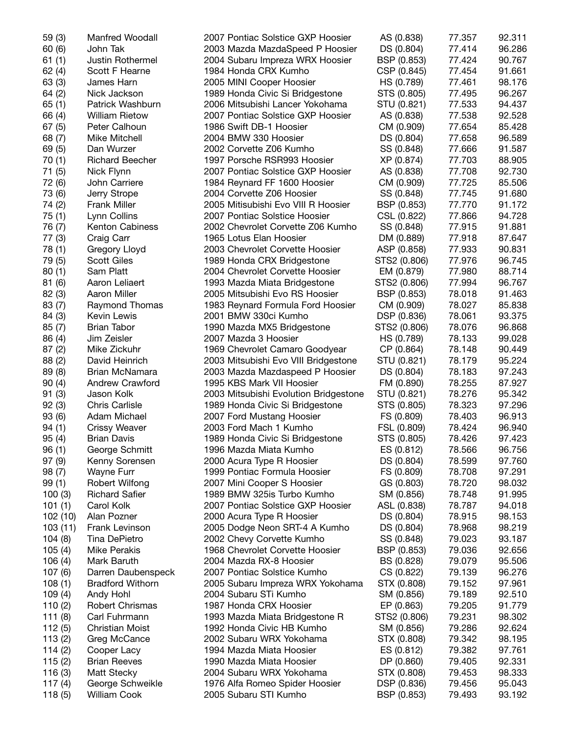| | | | | | |
|---|---|---|---|---|---|
| 59 (3) | Manfred Woodall | 2007 Pontiac Solstice GXP Hoosier | AS (0.838) | 77.357 | 92.311 |
| 60 (6) | John Tak | 2003 Mazda MazdaSpeed P Hoosier | DS (0.804) | 77.414 | 96.286 |
| 61 (1) | Justin Rothermel | 2004 Subaru Impreza WRX Hoosier | BSP (0.853) | 77.424 | 90.767 |
| 62 (4) | Scott F Hearne | 1984 Honda CRX Kumho | CSP (0.845) | 77.454 | 91.661 |
| 63 (3) | James Harn | 2005 MINI Cooper Hoosier | HS (0.789) | 77.461 | 98.176 |
| 64 (2) | Nick Jackson | 1989 Honda Civic Si Bridgestone | STS (0.805) | 77.495 | 96.267 |
| 65 (1) | Patrick Washburn | 2006 Mitsubishi Lancer Yokohama | STU (0.821) | 77.533 | 94.437 |
| 66 (4) | William Rietow | 2007 Pontiac Solstice GXP Hoosier | AS (0.838) | 77.538 | 92.528 |
| 67 (5) | Peter Calhoun | 1986 Swift DB-1 Hoosier | CM (0.909) | 77.654 | 85.428 |
| 68 (7) | Mike Mitchell | 2004 BMW 330 Hoosier | DS (0.804) | 77.658 | 96.589 |
| 69 (5) | Dan Wurzer | 2002 Corvette Z06 Kumho | SS (0.848) | 77.666 | 91.587 |
| 70 (1) | Richard Beecher | 1997 Porsche RSR993 Hoosier | XP (0.874) | 77.703 | 88.905 |
| 71 (5) | Nick Flynn | 2007 Pontiac Solstice GXP Hoosier | AS (0.838) | 77.708 | 92.730 |
| 72 (6) | John Carriere | 1984 Reynard FF 1600 Hoosier | CM (0.909) | 77.725 | 85.506 |
| 73 (6) | Jerry Strope | 2004 Corvette Z06 Hoosier | SS (0.848) | 77.745 | 91.680 |
| 74 (2) | Frank Miller | 2005 Mitisubishi Evo VIII R Hoosier | BSP (0.853) | 77.770 | 91.172 |
| 75 (1) | Lynn Collins | 2007 Pontiac Solstice Hoosier | CSL (0.822) | 77.866 | 94.728 |
| 76 (7) | Kenton Cabiness | 2002 Chevrolet Corvette Z06 Kumho | SS (0.848) | 77.915 | 91.881 |
| 77 (3) | Craig Carr | 1965 Lotus Elan Hoosier | DM (0.889) | 77.918 | 87.647 |
| 78 (1) | Gregory Lloyd | 2003 Chevrolet Corvette Hoosier | ASP (0.858) | 77.933 | 90.831 |
| 79 (5) | Scott Giles | 1989 Honda CRX Bridgestone | STS2 (0.806) | 77.976 | 96.745 |
| 80 (1) | Sam Platt | 2004 Chevrolet Corvette Hoosier | EM (0.879) | 77.980 | 88.714 |
| 81 (6) | Aaron Leliaert | 1993 Mazda Miata Bridgestone | STS2 (0.806) | 77.994 | 96.767 |
| 82 (3) | Aaron Miller | 2005 Mitsubishi Evo RS Hoosier | BSP (0.853) | 78.018 | 91.463 |
| 83 (7) | Raymond Thomas | 1983 Reynard Formula Ford Hoosier | CM (0.909) | 78.027 | 85.838 |
| 84 (3) | Kevin Lewis | 2001 BMW 330ci Kumho | DSP (0.836) | 78.061 | 93.375 |
| 85 (7) | Brian Tabor | 1990 Mazda MX5 Bridgestone | STS2 (0.806) | 78.076 | 96.868 |
| 86 (4) | Jim Zeisler | 2007 Mazda 3 Hoosier | HS (0.789) | 78.133 | 99.028 |
| 87 (2) | Mike Zickuhr | 1969 Chevrolet Camaro Goodyear | CP (0.864) | 78.148 | 90.449 |
| 88 (2) | David Heinrich | 2003 Mitsubishi Evo VIII Bridgestone | STU (0.821) | 78.179 | 95.224 |
| 89 (8) | Brian McNamara | 2003 Mazda Mazdaspeed P Hoosier | DS (0.804) | 78.183 | 97.243 |
| 90 (4) | Andrew Crawford | 1995 KBS Mark VII Hoosier | FM (0.890) | 78.255 | 87.927 |
| 91 (3) | Jason Kolk | 2003 Mitsubishi Evolution Bridgestone | STU (0.821) | 78.276 | 95.342 |
| 92 (3) | Chris Carlisle | 1989 Honda Civic Si Bridgestone | STS (0.805) | 78.323 | 97.296 |
| 93 (6) | Adam Michael | 2007 Ford Mustang Hoosier | FS (0.809) | 78.403 | 96.913 |
| 94 (1) | Crissy Weaver | 2003 Ford Mach 1 Kumho | FSL (0.809) | 78.424 | 96.940 |
| 95 (4) | Brian Davis | 1989 Honda Civic Si Bridgestone | STS (0.805) | 78.426 | 97.423 |
| 96 (1) | George Schmitt | 1996 Mazda Miata Kumho | ES (0.812) | 78.566 | 96.756 |
| 97 (9) | Kenny Sorensen | 2000 Acura Type R Hoosier | DS (0.804) | 78.599 | 97.760 |
| 98 (7) | Wayne Furr | 1999 Pontiac Formula Hoosier | FS (0.809) | 78.708 | 97.291 |
| 99 (1) | Robert Wilfong | 2007 Mini Cooper S Hoosier | GS (0.803) | 78.720 | 98.032 |
| 100 (3) | Richard Safier | 1989 BMW 325is Turbo Kumho | SM (0.856) | 78.748 | 91.995 |
| 101 (1) | Carol Kolk | 2007 Pontiac Solstice GXP Hoosier | ASL (0.838) | 78.787 | 94.018 |
| 102 (10) | Alan Pozner | 2000 Acura Type R Hoosier | DS (0.804) | 78.915 | 98.153 |
| 103 (11) | Frank Levinson | 2005 Dodge Neon SRT-4 A Kumho | DS (0.804) | 78.968 | 98.219 |
| 104 (8) | Tina DePietro | 2002 Chevy Corvette Kumho | SS (0.848) | 79.023 | 93.187 |
| 105 (4) | Mike Perakis | 1968 Chevrolet Corvette Hoosier | BSP (0.853) | 79.036 | 92.656 |
| 106 (4) | Mark Baruth | 2004 Mazda RX-8 Hoosier | BS (0.828) | 79.079 | 95.506 |
| 107 (6) | Darren Daubenspeck | 2007 Pontiac Solstice Kumho | CS (0.822) | 79.139 | 96.276 |
| 108 (1) | Bradford Withorn | 2005 Subaru Impreza WRX Yokohama | STX (0.808) | 79.152 | 97.961 |
| 109 (4) | Andy Hohl | 2004 Subaru STi Kumho | SM (0.856) | 79.189 | 92.510 |
| 110 (2) | Robert Chrismas | 1987 Honda CRX Hoosier | EP (0.863) | 79.205 | 91.779 |
| 111 (8) | Carl Fuhrmann | 1993 Mazda Miata Bridgestone R | STS2 (0.806) | 79.231 | 98.302 |
| 112 (5) | Christian Moist | 1992 Honda Civic HB Kumho | SM (0.856) | 79.286 | 92.624 |
| 113 (2) | Greg McCance | 2002 Subaru WRX Yokohama | STX (0.808) | 79.342 | 98.195 |
| 114 (2) | Cooper Lacy | 1994 Mazda Miata Hoosier | ES (0.812) | 79.382 | 97.761 |
| 115 (2) | Brian Reeves | 1990 Mazda Miata Hoosier | DP (0.860) | 79.405 | 92.331 |
| 116 (3) | Matt Stecky | 2004 Subaru WRX Yokohama | STX (0.808) | 79.453 | 98.333 |
| 117 (4) | George Schweikle | 1976 Alfa Romeo Spider Hoosier | DSP (0.836) | 79.456 | 95.043 |
| 118 (5) | William Cook | 2005 Subaru STI Kumho | BSP (0.853) | 79.493 | 93.192 |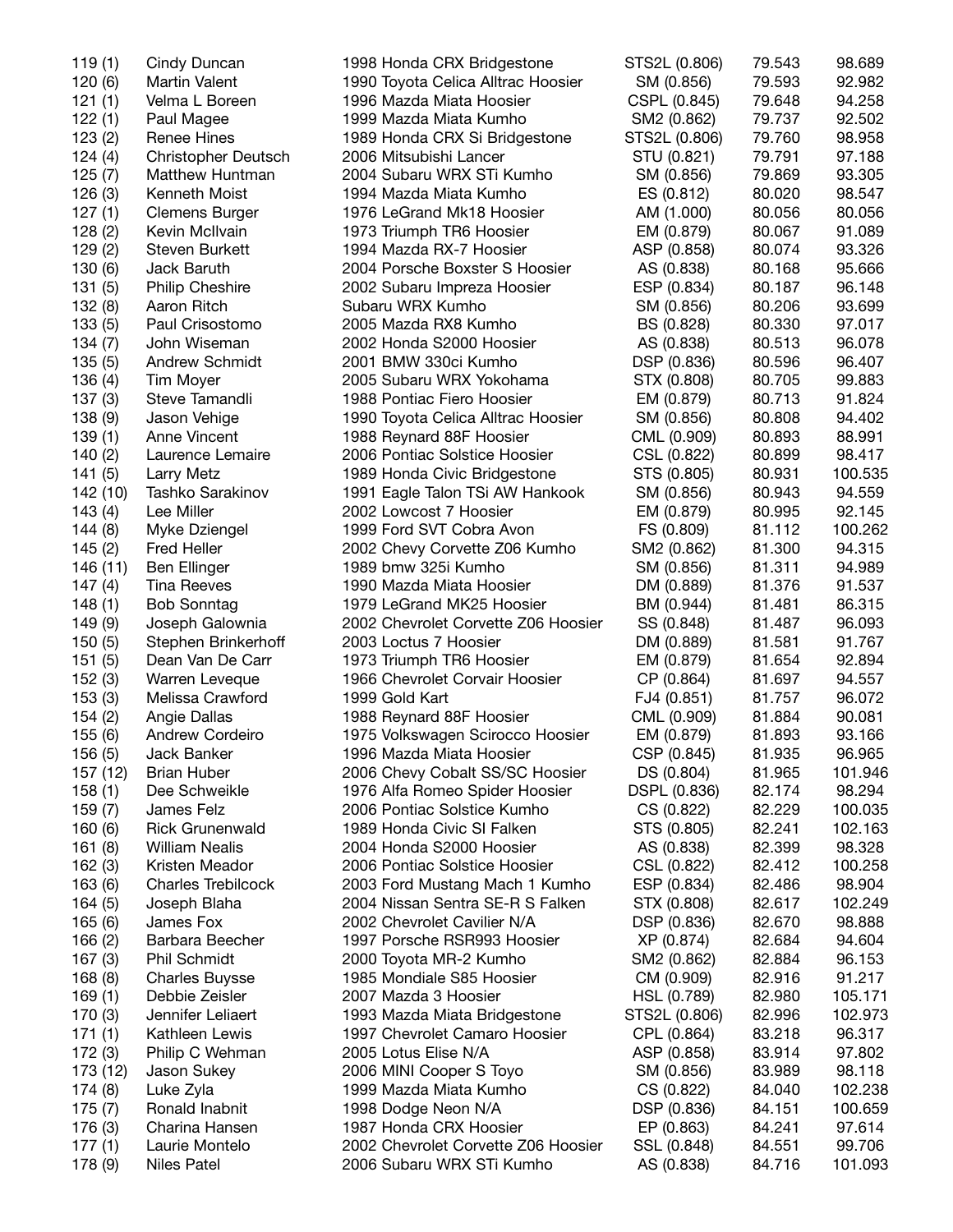| | | | | | |
|---|---|---|---|---|---|
| 119 (1) | Cindy Duncan | 1998 Honda CRX Bridgestone | STS2L (0.806) | 79.543 | 98.689 |
| 120 (6) | Martin Valent | 1990 Toyota Celica Alltrac Hoosier | SM (0.856) | 79.593 | 92.982 |
| 121 (1) | Velma L Boreen | 1996 Mazda Miata Hoosier | CSPL (0.845) | 79.648 | 94.258 |
| 122 (1) | Paul Magee | 1999 Mazda Miata Kumho | SM2 (0.862) | 79.737 | 92.502 |
| 123 (2) | Renee Hines | 1989 Honda CRX Si Bridgestone | STS2L (0.806) | 79.760 | 98.958 |
| 124 (4) | Christopher Deutsch | 2006 Mitsubishi Lancer | STU (0.821) | 79.791 | 97.188 |
| 125 (7) | Matthew Huntman | 2004 Subaru WRX STi Kumho | SM (0.856) | 79.869 | 93.305 |
| 126 (3) | Kenneth Moist | 1994 Mazda Miata Kumho | ES (0.812) | 80.020 | 98.547 |
| 127 (1) | Clemens Burger | 1976 LeGrand Mk18 Hoosier | AM (1.000) | 80.056 | 80.056 |
| 128 (2) | Kevin McIlvain | 1973 Triumph TR6 Hoosier | EM (0.879) | 80.067 | 91.089 |
| 129 (2) | Steven Burkett | 1994 Mazda RX-7 Hoosier | ASP (0.858) | 80.074 | 93.326 |
| 130 (6) | Jack Baruth | 2004 Porsche Boxster S Hoosier | AS (0.838) | 80.168 | 95.666 |
| 131 (5) | Philip Cheshire | 2002 Subaru Impreza Hoosier | ESP (0.834) | 80.187 | 96.148 |
| 132 (8) | Aaron Ritch | Subaru WRX Kumho | SM (0.856) | 80.206 | 93.699 |
| 133 (5) | Paul Crisostomo | 2005 Mazda RX8 Kumho | BS (0.828) | 80.330 | 97.017 |
| 134 (7) | John Wiseman | 2002 Honda S2000 Hoosier | AS (0.838) | 80.513 | 96.078 |
| 135 (5) | Andrew Schmidt | 2001 BMW 330ci Kumho | DSP (0.836) | 80.596 | 96.407 |
| 136 (4) | Tim Moyer | 2005 Subaru WRX Yokohama | STX (0.808) | 80.705 | 99.883 |
| 137 (3) | Steve Tamandli | 1988 Pontiac Fiero Hoosier | EM (0.879) | 80.713 | 91.824 |
| 138 (9) | Jason Vehige | 1990 Toyota Celica Alltrac Hoosier | SM (0.856) | 80.808 | 94.402 |
| 139 (1) | Anne Vincent | 1988 Reynard 88F Hoosier | CML (0.909) | 80.893 | 88.991 |
| 140 (2) | Laurence Lemaire | 2006 Pontiac Solstice Hoosier | CSL (0.822) | 80.899 | 98.417 |
| 141 (5) | Larry Metz | 1989 Honda Civic Bridgestone | STS (0.805) | 80.931 | 100.535 |
| 142 (10) | Tashko Sarakinov | 1991 Eagle Talon TSi AW Hankook | SM (0.856) | 80.943 | 94.559 |
| 143 (4) | Lee Miller | 2002 Lowcost 7 Hoosier | EM (0.879) | 80.995 | 92.145 |
| 144 (8) | Myke Dziengel | 1999 Ford SVT Cobra Avon | FS (0.809) | 81.112 | 100.262 |
| 145 (2) | Fred Heller | 2002 Chevy Corvette Z06 Kumho | SM2 (0.862) | 81.300 | 94.315 |
| 146 (11) | Ben Ellinger | 1989 bmw 325i Kumho | SM (0.856) | 81.311 | 94.989 |
| 147 (4) | Tina Reeves | 1990 Mazda Miata Hoosier | DM (0.889) | 81.376 | 91.537 |
| 148 (1) | Bob Sonntag | 1979 LeGrand MK25 Hoosier | BM (0.944) | 81.481 | 86.315 |
| 149 (9) | Joseph Galownia | 2002 Chevrolet Corvette Z06 Hoosier | SS (0.848) | 81.487 | 96.093 |
| 150 (5) | Stephen Brinkerhoff | 2003 Loctus 7 Hoosier | DM (0.889) | 81.581 | 91.767 |
| 151 (5) | Dean Van De Carr | 1973 Triumph TR6 Hoosier | EM (0.879) | 81.654 | 92.894 |
| 152 (3) | Warren Leveque | 1966 Chevrolet Corvair Hoosier | CP (0.864) | 81.697 | 94.557 |
| 153 (3) | Melissa Crawford | 1999 Gold Kart | FJ4 (0.851) | 81.757 | 96.072 |
| 154 (2) | Angie Dallas | 1988 Reynard 88F Hoosier | CML (0.909) | 81.884 | 90.081 |
| 155 (6) | Andrew Cordeiro | 1975 Volkswagen Scirocco Hoosier | EM (0.879) | 81.893 | 93.166 |
| 156 (5) | Jack Banker | 1996 Mazda Miata Hoosier | CSP (0.845) | 81.935 | 96.965 |
| 157 (12) | Brian Huber | 2006 Chevy Cobalt SS/SC Hoosier | DS (0.804) | 81.965 | 101.946 |
| 158 (1) | Dee Schweikle | 1976 Alfa Romeo Spider Hoosier | DSPL (0.836) | 82.174 | 98.294 |
| 159 (7) | James Felz | 2006 Pontiac Solstice Kumho | CS (0.822) | 82.229 | 100.035 |
| 160 (6) | Rick Grunenwald | 1989 Honda Civic SI Falken | STS (0.805) | 82.241 | 102.163 |
| 161 (8) | William Nealis | 2004 Honda S2000 Hoosier | AS (0.838) | 82.399 | 98.328 |
| 162 (3) | Kristen Meador | 2006 Pontiac Solstice Hoosier | CSL (0.822) | 82.412 | 100.258 |
| 163 (6) | Charles Trebilcock | 2003 Ford Mustang Mach 1 Kumho | ESP (0.834) | 82.486 | 98.904 |
| 164 (5) | Joseph Blaha | 2004 Nissan Sentra SE-R S Falken | STX (0.808) | 82.617 | 102.249 |
| 165 (6) | James Fox | 2002 Chevrolet Cavilier N/A | DSP (0.836) | 82.670 | 98.888 |
| 166 (2) | Barbara Beecher | 1997 Porsche RSR993 Hoosier | XP (0.874) | 82.684 | 94.604 |
| 167 (3) | Phil Schmidt | 2000 Toyota MR-2 Kumho | SM2 (0.862) | 82.884 | 96.153 |
| 168 (8) | Charles Buysse | 1985 Mondiale S85 Hoosier | CM (0.909) | 82.916 | 91.217 |
| 169 (1) | Debbie Zeisler | 2007 Mazda 3 Hoosier | HSL (0.789) | 82.980 | 105.171 |
| 170 (3) | Jennifer Leliaert | 1993 Mazda Miata Bridgestone | STS2L (0.806) | 82.996 | 102.973 |
| 171 (1) | Kathleen Lewis | 1997 Chevrolet Camaro Hoosier | CPL (0.864) | 83.218 | 96.317 |
| 172 (3) | Philip C Wehman | 2005 Lotus Elise N/A | ASP (0.858) | 83.914 | 97.802 |
| 173 (12) | Jason Sukey | 2006 MINI Cooper S Toyo | SM (0.856) | 83.989 | 98.118 |
| 174 (8) | Luke Zyla | 1999 Mazda Miata Kumho | CS (0.822) | 84.040 | 102.238 |
| 175 (7) | Ronald Inabnit | 1998 Dodge Neon N/A | DSP (0.836) | 84.151 | 100.659 |
| 176 (3) | Charina Hansen | 1987 Honda CRX Hoosier | EP (0.863) | 84.241 | 97.614 |
| 177 (1) | Laurie Montelo | 2002 Chevrolet Corvette Z06 Hoosier | SSL (0.848) | 84.551 | 99.706 |
| 178 (9) | Niles Patel | 2006 Subaru WRX STi Kumho | AS (0.838) | 84.716 | 101.093 |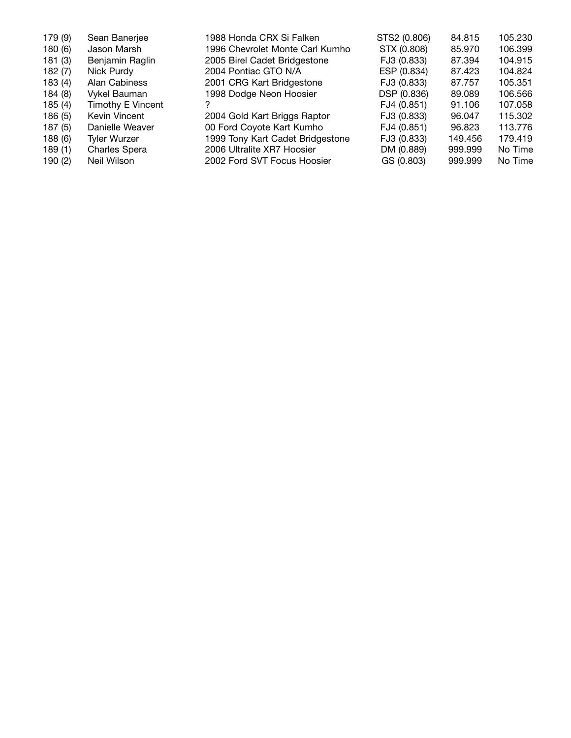| | | | | | |
|---|---|---|---|---|---|
| 179 (9) | Sean Banerjee | 1988 Honda CRX Si Falken | STS2 (0.806) | 84.815 | 105.230 |
| 180 (6) | Jason Marsh | 1996 Chevrolet Monte Carl Kumho | STX (0.808) | 85.970 | 106.399 |
| 181 (3) | Benjamin Raglin | 2005 Birel Cadet Bridgestone | FJ3 (0.833) | 87.394 | 104.915 |
| 182 (7) | Nick Purdy | 2004 Pontiac GTO N/A | ESP (0.834) | 87.423 | 104.824 |
| 183 (4) | Alan Cabiness | 2001 CRG Kart Bridgestone | FJ3 (0.833) | 87.757 | 105.351 |
| 184 (8) | Vykel Bauman | 1998 Dodge Neon Hoosier | DSP (0.836) | 89.089 | 106.566 |
| 185 (4) | Timothy E Vincent | ? | FJ4 (0.851) | 91.106 | 107.058 |
| 186 (5) | Kevin Vincent | 2004 Gold Kart Briggs Raptor | FJ3 (0.833) | 96.047 | 115.302 |
| 187 (5) | Danielle Weaver | 00 Ford Coyote Kart Kumho | FJ4 (0.851) | 96.823 | 113.776 |
| 188 (6) | Tyler Wurzer | 1999 Tony Kart Cadet Bridgestone | FJ3 (0.833) | 149.456 | 179.419 |
| 189 (1) | Charles Spera | 2006 Ultralite XR7 Hoosier | DM (0.889) | 999.999 | No Time |
| 190 (2) | Neil Wilson | 2002 Ford SVT Focus Hoosier | GS (0.803) | 999.999 | No Time |